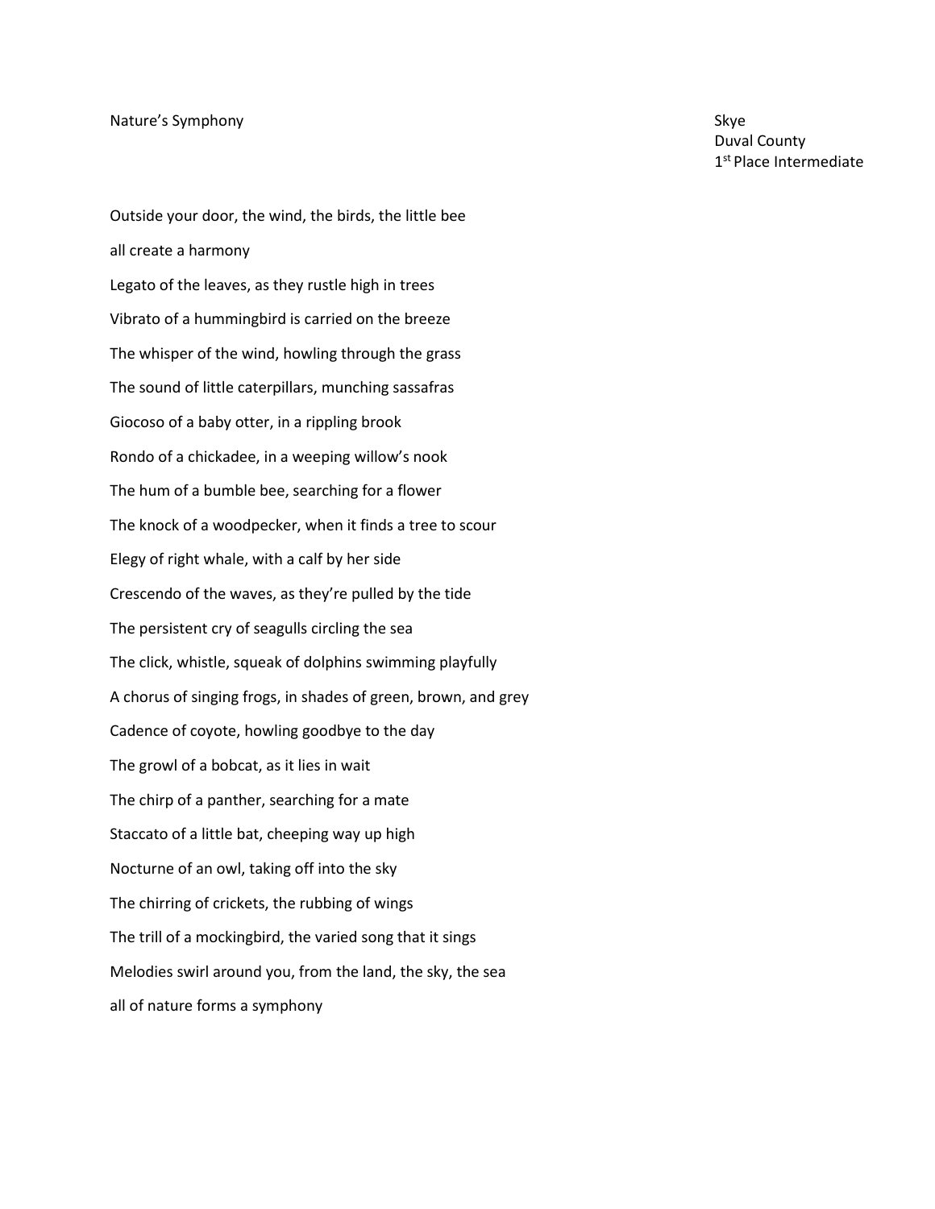# Nature's Symphony

Skye
Duval County
1st Place Intermediate

Outside your door, the wind, the birds, the little bee

all create a harmony

Legato of the leaves, as they rustle high in trees

Vibrato of a hummingbird is carried on the breeze

The whisper of the wind, howling through the grass

The sound of little caterpillars, munching sassafras

Giocoso of a baby otter, in a rippling brook

Rondo of a chickadee, in a weeping willow's nook

The hum of a bumble bee, searching for a flower

The knock of a woodpecker, when it finds a tree to scour

Elegy of right whale, with a calf by her side

Crescendo of the waves, as they're pulled by the tide

The persistent cry of seagulls circling the sea

The click, whistle, squeak of dolphins swimming playfully

A chorus of singing frogs, in shades of green, brown, and grey

Cadence of coyote, howling goodbye to the day

The growl of a bobcat, as it lies in wait

The chirp of a panther, searching for a mate

Staccato of a little bat, cheeping way up high

Nocturne of an owl, taking off into the sky

The chirring of crickets, the rubbing of wings

The trill of a mockingbird, the varied song that it sings

Melodies swirl around you, from the land, the sky, the sea

all of nature forms a symphony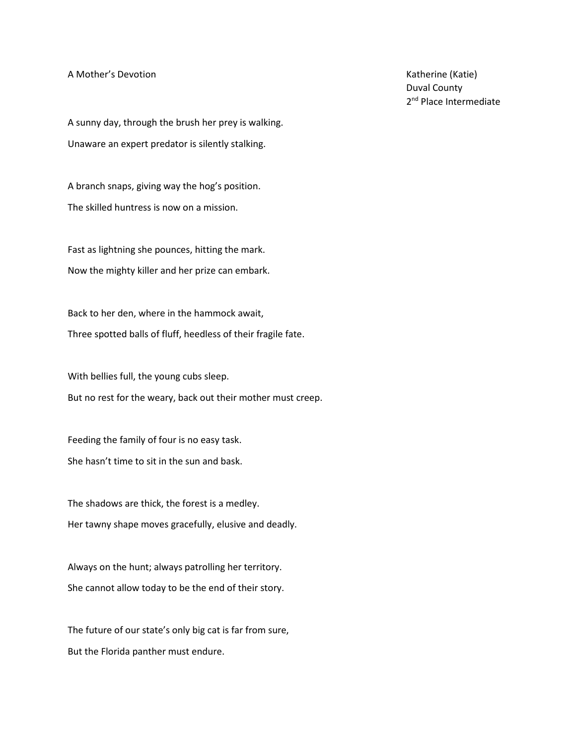# A Mother's Devotion

Katherine (Katie)
Duval County
2nd Place Intermediate

A sunny day, through the brush her prey is walking.
Unaware an expert predator is silently stalking.

A branch snaps, giving way the hog's position.
The skilled huntress is now on a mission.

Fast as lightning she pounces, hitting the mark.
Now the mighty killer and her prize can embark.

Back to her den, where in the hammock await,
Three spotted balls of fluff, heedless of their fragile fate.

With bellies full, the young cubs sleep.
But no rest for the weary, back out their mother must creep.

Feeding the family of four is no easy task.
She hasn't time to sit in the sun and bask.

The shadows are thick, the forest is a medley.
Her tawny shape moves gracefully, elusive and deadly.

Always on the hunt; always patrolling her territory.
She cannot allow today to be the end of their story.

The future of our state's only big cat is far from sure,
But the Florida panther must endure.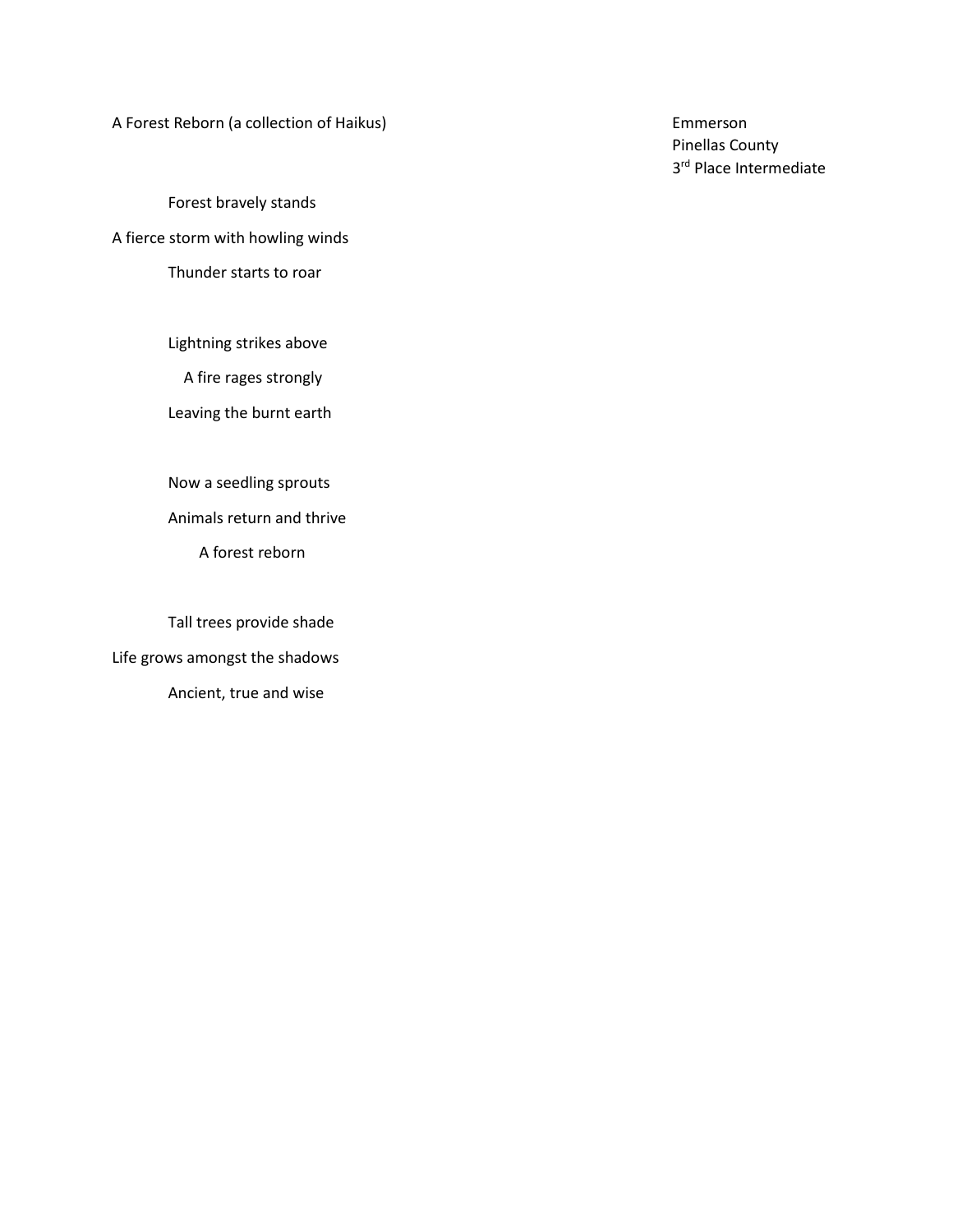A Forest Reborn (a collection of Haikus)

Emmerson
Pinellas County
3rd Place Intermediate

Forest bravely stands
A fierce storm with howling winds
Thunder starts to roar

Lightning strikes above
A fire rages strongly
Leaving the burnt earth

Now a seedling sprouts
Animals return and thrive
A forest reborn

Tall trees provide shade
Life grows amongst the shadows
Ancient, true and wise